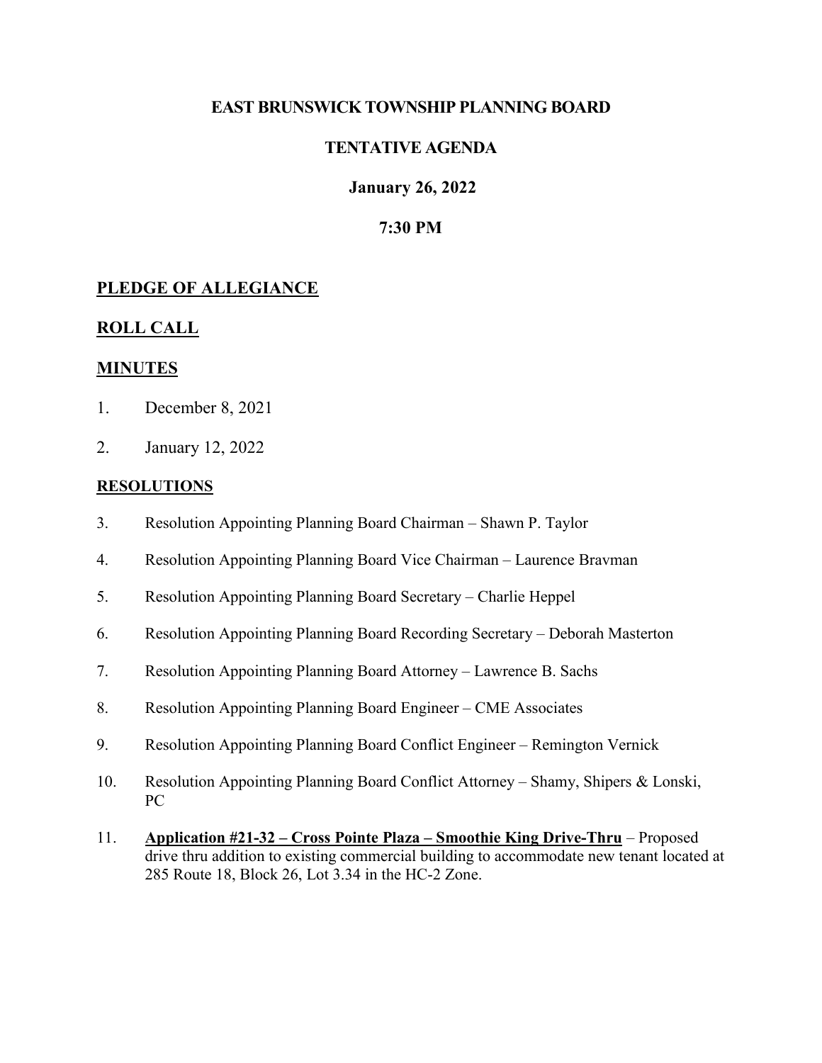# EAST BRUNSWICK TOWNSHIP PLANNING BOARD

## TENTATIVE AGENDA

## January 26, 2022

## 7:30 PM

## PLEDGE OF ALLEGIANCE

## ROLL CALL

## MINUTES

1. December 8, 2021
2. January 12, 2022

## RESOLUTIONS

3. Resolution Appointing Planning Board Chairman – Shawn P. Taylor
4. Resolution Appointing Planning Board Vice Chairman – Laurence Bravman
5. Resolution Appointing Planning Board Secretary – Charlie Heppel
6. Resolution Appointing Planning Board Recording Secretary – Deborah Masterton
7. Resolution Appointing Planning Board Attorney – Lawrence B. Sachs
8. Resolution Appointing Planning Board Engineer – CME Associates
9. Resolution Appointing Planning Board Conflict Engineer – Remington Vernick
10. Resolution Appointing Planning Board Conflict Attorney – Shamy, Shipers & Lonski, PC
11. **Application #21-32 – Cross Pointe Plaza – Smoothie King Drive-Thru** – Proposed drive thru addition to existing commercial building to accommodate new tenant located at 285 Route 18, Block 26, Lot 3.34 in the HC-2 Zone.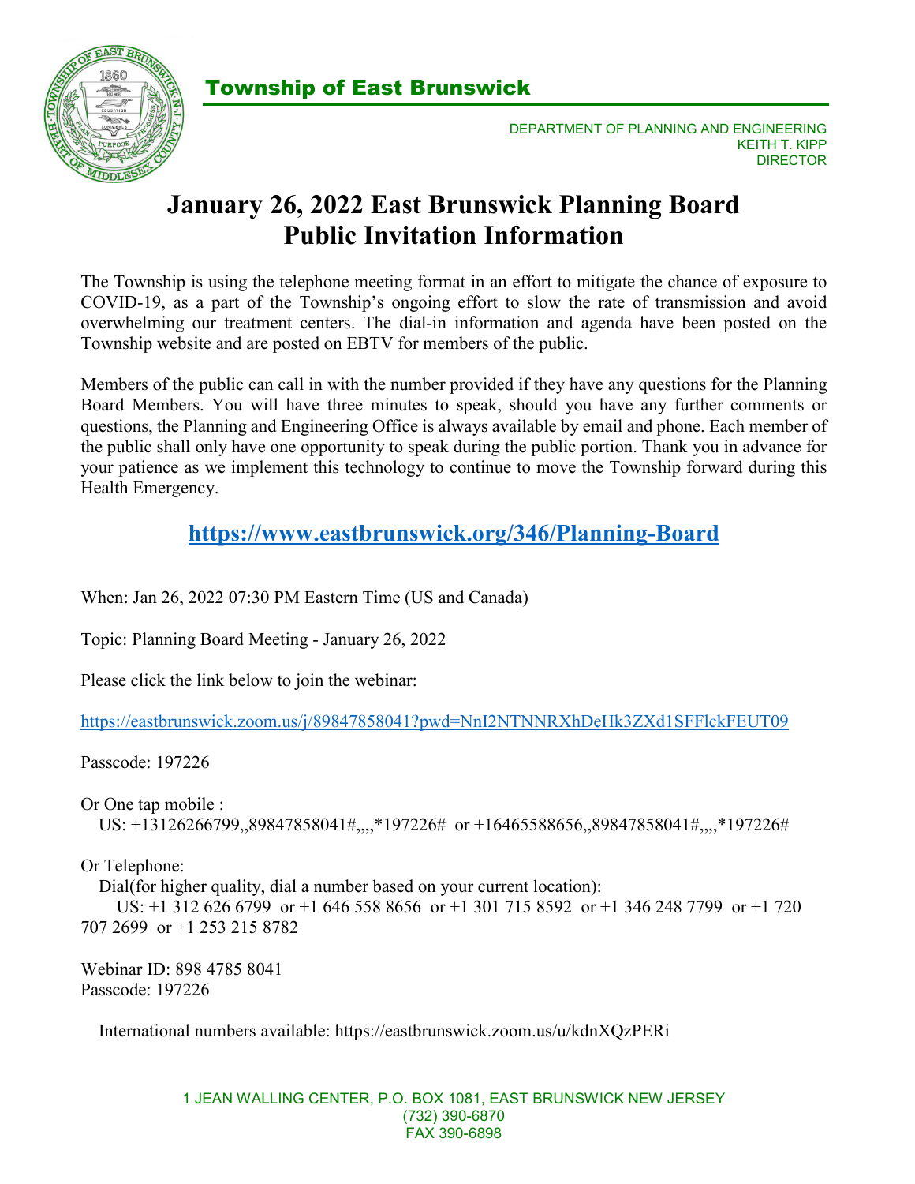Township of East Brunswick

DEPARTMENT OF PLANNING AND ENGINEERING
KEITH T. KIPP
DIRECTOR

# January 26, 2022 East Brunswick Planning Board Public Invitation Information

The Township is using the telephone meeting format in an effort to mitigate the chance of exposure to COVID-19, as a part of the Township's ongoing effort to slow the rate of transmission and avoid overwhelming our treatment centers. The dial-in information and agenda have been posted on the Township website and are posted on EBTV for members of the public.

Members of the public can call in with the number provided if they have any questions for the Planning Board Members. You will have three minutes to speak, should you have any further comments or questions, the Planning and Engineering Office is always available by email and phone. Each member of the public shall only have one opportunity to speak during the public portion. Thank you in advance for your patience as we implement this technology to continue to move the Township forward during this Health Emergency.

## https://www.eastbrunswick.org/346/Planning-Board

When: Jan 26, 2022 07:30 PM Eastern Time (US and Canada)

Topic: Planning Board Meeting - January 26, 2022

Please click the link below to join the webinar:

https://eastbrunswick.zoom.us/j/89847858041?pwd=NnI2NTNNRXhDeHk3ZXd1SFFlckFEUT09

Passcode: 197226

Or One tap mobile :
US: +13126266799,,89847858041#,,,,*197226# or +16465588656,,89847858041#,,,,*197226#

Or Telephone:
Dial(for higher quality, dial a number based on your current location):
US: +1 312 626 6799 or +1 646 558 8656 or +1 301 715 8592 or +1 346 248 7799 or +1 720 707 2699 or +1 253 215 8782

Webinar ID: 898 4785 8041
Passcode: 197226

International numbers available: https://eastbrunswick.zoom.us/u/kdnXQzPERi

1 JEAN WALLING CENTER, P.O. BOX 1081, EAST BRUNSWICK NEW JERSEY
(732) 390-6870
FAX 390-6898